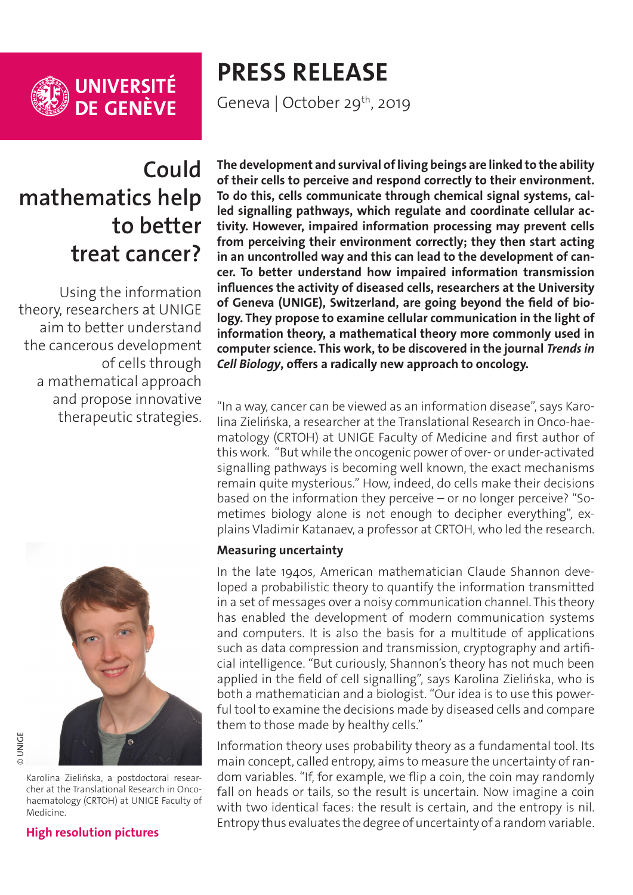UNIVERSITÉ DE GENÈVE

# PRESS RELEASE

Geneva | October 29th, 2019

## Could mathematics help to better treat cancer?

Using the information theory, researchers at UNIGE aim to better understand the cancerous development of cells through a mathematical approach and propose innovative therapeutic strategies.

**The development and survival of living beings are linked to the ability of their cells to perceive and respond correctly to their environment. To do this, cells communicate through chemical signal systems, called signalling pathways, which regulate and coordinate cellular activity. However, impaired information processing may prevent cells from perceiving their environment correctly; they then start acting in an uncontrolled way and this can lead to the development of cancer. To better understand how impaired information transmission influences the activity of diseased cells, researchers at the University of Geneva (UNIGE), Switzerland, are going beyond the field of biology. They propose to examine cellular communication in the light of information theory, a mathematical theory more commonly used in computer science. This work, to be discovered in the journal *Trends in Cell Biology*, offers a radically new approach to oncology.**

"In a way, cancer can be viewed as an information disease", says Karolina Zielińska, a researcher at the Translational Research in Onco-haematology (CRTOH) at UNIGE Faculty of Medicine and first author of this work. "But while the oncogenic power of over- or under-activated signalling pathways is becoming well known, the exact mechanisms remain quite mysterious." How, indeed, do cells make their decisions based on the information they perceive – or no longer perceive? "Sometimes biology alone is not enough to decipher everything", explains Vladimir Katanaev, a professor at CRTOH, who led the research.

### Measuring uncertainty

In the late 1940s, American mathematician Claude Shannon developed a probabilistic theory to quantify the information transmitted in a set of messages over a noisy communication channel. This theory has enabled the development of modern communication systems and computers. It is also the basis for a multitude of applications such as data compression and transmission, cryptography and artificial intelligence. "But curiously, Shannon's theory has not much been applied in the field of cell signalling", says Karolina Zielińska, who is both a mathematician and a biologist. "Our idea is to use this powerful tool to examine the decisions made by diseased cells and compare them to those made by healthy cells."

Information theory uses probability theory as a fundamental tool. Its main concept, called entropy, aims to measure the uncertainty of random variables. "If, for example, we flip a coin, the coin may randomly fall on heads or tails, so the result is uncertain. Now imagine a coin with two identical faces: the result is certain, and the entropy is nil. Entropy thus evaluates the degree of uncertainty of a random variable.

© UNIGE

Karolina Zielińska, a postdoctoral researcher at the Translational Research in Onco-haematology (CRTOH) at UNIGE Faculty of Medicine.

**High resolution pictures**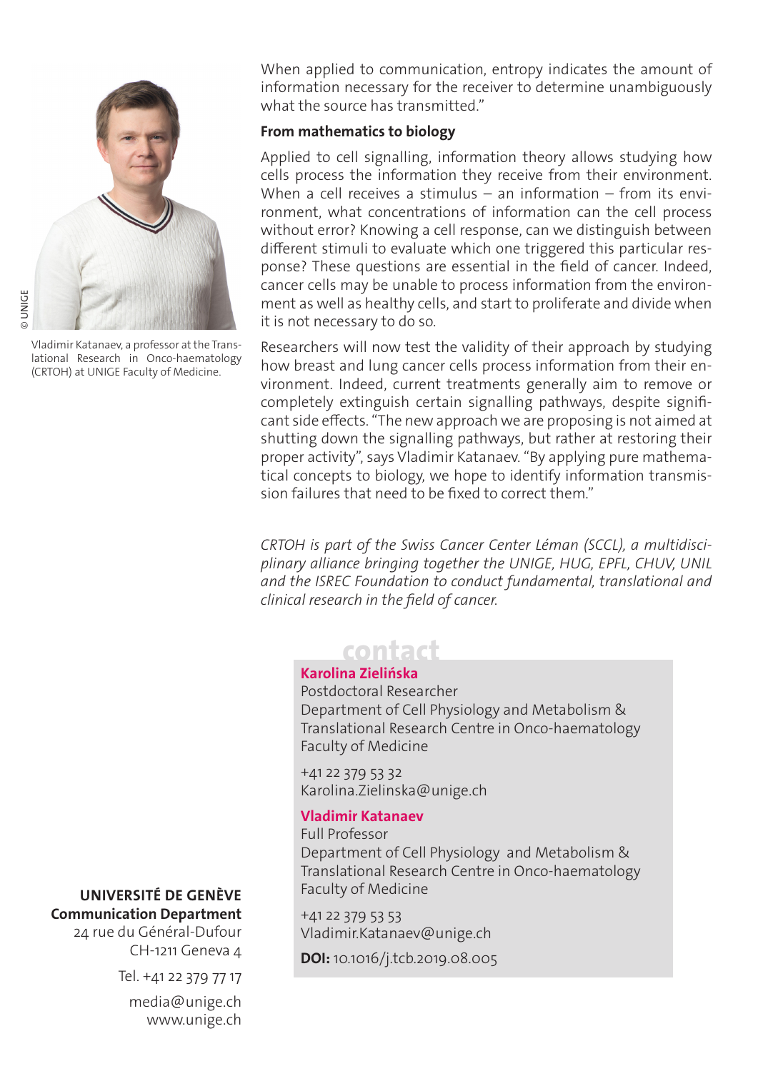When applied to communication, entropy indicates the amount of information necessary for the receiver to determine unambiguously what the source has transmitted."

### From mathematics to biology

Applied to cell signalling, information theory allows studying how cells process the information they receive from their environment. When a cell receives a stimulus – an information – from its environment, what concentrations of information can the cell process without error? Knowing a cell response, can we distinguish between different stimuli to evaluate which one triggered this particular response? These questions are essential in the field of cancer. Indeed, cancer cells may be unable to process information from the environment as well as healthy cells, and start to proliferate and divide when it is not necessary to do so.

Researchers will now test the validity of their approach by studying how breast and lung cancer cells process information from their environment. Indeed, current treatments generally aim to remove or completely extinguish certain signalling pathways, despite significant side effects. "The new approach we are proposing is not aimed at shutting down the signalling pathways, but rather at restoring their proper activity", says Vladimir Katanaev. "By applying pure mathematical concepts to biology, we hope to identify information transmission failures that need to be fixed to correct them."

*CRTOH is part of the Swiss Cancer Center Léman (SCCL), a multidisciplinary alliance bringing together the UNIGE, HUG, EPFL, CHUV, UNIL and the ISREC Foundation to conduct fundamental, translational and clinical research in the field of cancer.*

© UNIGE

Vladimir Katanaev, a professor at the Translational Research in Onco-haematology (CRTOH) at UNIGE Faculty of Medicine.

## contact

**Karolina Zielińska**
Postdoctoral Researcher
Department of Cell Physiology and Metabolism & Translational Research Centre in Onco-haematology
Faculty of Medicine

+41 22 379 53 32
Karolina.Zielinska@unige.ch

**Vladimir Katanaev**
Full Professor
Department of Cell Physiology and Metabolism & Translational Research Centre in Onco-haematology
Faculty of Medicine

+41 22 379 53 53
Vladimir.Katanaev@unige.ch

**DOI:** 10.1016/j.tcb.2019.08.005

**UNIVERSITÉ DE GENÈVE**
**Communication Department**
24 rue du Général-Dufour
CH-1211 Geneva 4

Tel. +41 22 379 77 17

media@unige.ch
www.unige.ch